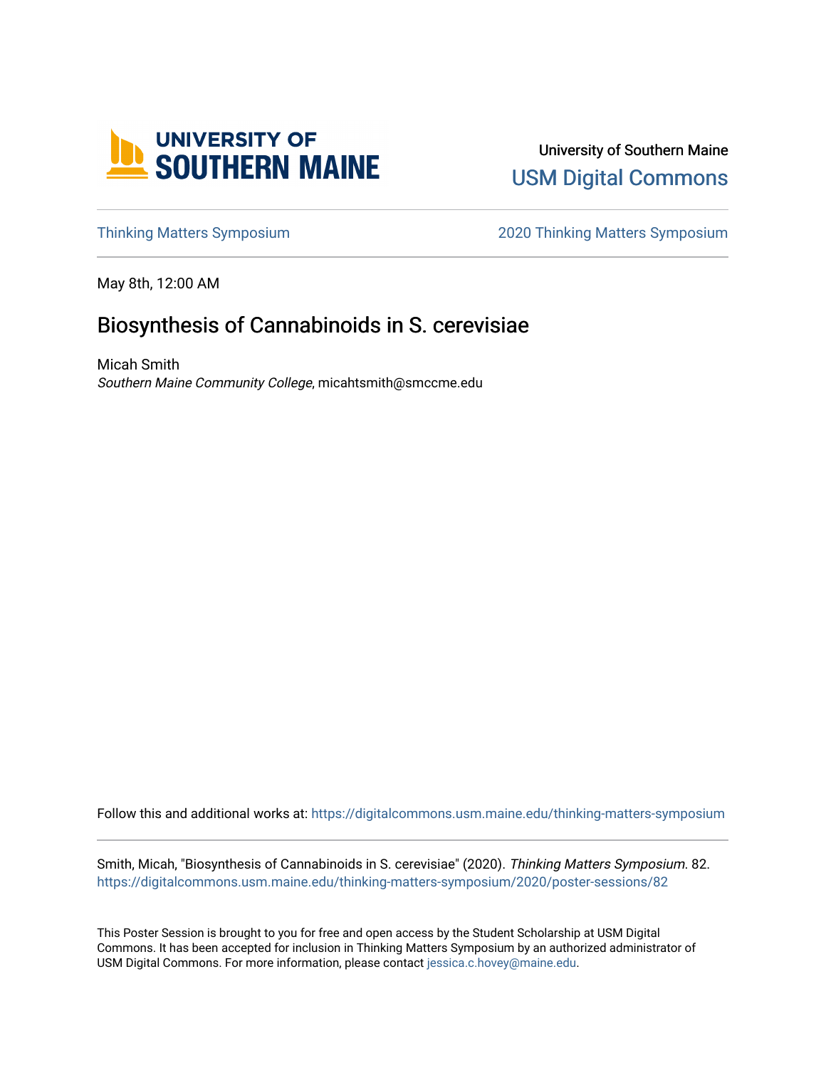University of Southern Maine

USM Digital Commons

Thinking Matters Symposium | 2020 Thinking Matters Symposium

May 8th, 12:00 AM

# Biosynthesis of Cannabinoids in S. cerevisiae

Micah Smith
*Southern Maine Community College*, micahtsmith@smccme.edu

Follow this and additional works at: https://digitalcommons.usm.maine.edu/thinking-matters-symposium

Smith, Micah, "Biosynthesis of Cannabinoids in S. cerevisiae" (2020). *Thinking Matters Symposium*. 82.
https://digitalcommons.usm.maine.edu/thinking-matters-symposium/2020/poster-sessions/82

This Poster Session is brought to you for free and open access by the Student Scholarship at USM Digital Commons. It has been accepted for inclusion in Thinking Matters Symposium by an authorized administrator of USM Digital Commons. For more information, please contact jessica.c.hovey@maine.edu.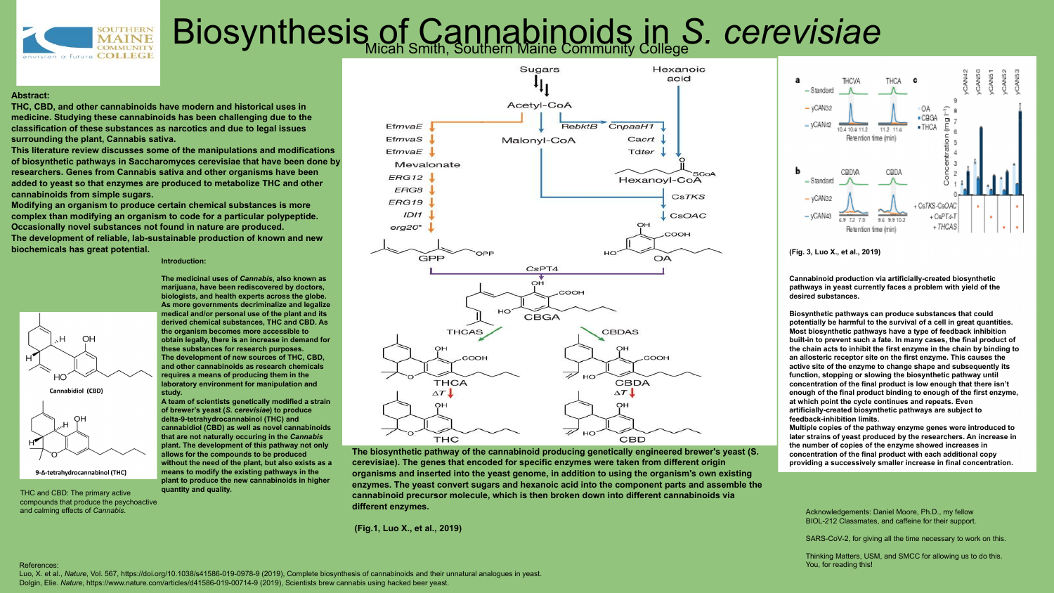# Biosynthesis of Cannabinoids in *S. cerevisiae*

Micah Smith, Southern Maine Community College

**Abstract:**

**THC, CBD, and other cannabinoids have modern and historical uses in medicine. Studying these cannabinoids has been challenging due to the classification of these substances as narcotics and due to legal issues surrounding the plant, Cannabis sativa.**

**This literature review discusses some of the manipulations and modifications of biosynthetic pathways in Saccharomyces cerevisiae that have been done by researchers. Genes from Cannabis sativa and other organisms have been added to yeast so that enzymes are produced to metabolize THC and other cannabinoids from simple sugars.**

**Modifying an organism to produce certain chemical substances is more complex than modifying an organism to code for a particular polypeptide. Occasionally novel substances not found in nature are produced.**

**The development of reliable, lab-sustainable production of known and new biochemicals has great potential.**

Cannabidiol (CBD)

9-Δ-tetrahydrocannabinol (THC)

THC and CBD: The primary active compounds that produce the psychoactive and calming effects of *Cannabis*.

**Introduction:**

**The medicinal uses of *Cannabis*, also known as marijuana, have been rediscovered by doctors, biologists, and health experts across the globe. As more governments decriminalize and legalize medical and/or personal use of the plant and its derived chemical substances, THC and CBD. As the organism becomes more accessible to obtain legally, there is an increase in demand for these substances for research purposes. The development of new sources of THC, CBD, and other cannabinoids as research chemicals requires a means of producing them in the laboratory environment for manipulation and study.**

**A team of scientists genetically modified a strain of brewer's yeast (*S. cerevisiae*) to produce delta-9-tetrahydrocannabinol (THC) and cannabidiol (CBD) as well as novel cannabinoids that are not naturally occuring in the *Cannabis* plant. The development of this pathway not only allows for the compounds to be produced without the need of the plant, but also exists as a means to modify the existing pathways in the plant to produce the new cannabinoids in higher quantity and quality.**

Sugars
Hexanoic acid
Acetyl-CoA
Malonyl-CoA
EfmvaE
EfmvaS
EfmvaE
Mevalonate
ERG12
ERG8
ERG19
IDI1
erg20*
GPP
RebktB
CnpaaH1
Cacrt
Tdter
Hexanoyl-CoA
CsTKS
CsOAC
OA
CsPT4
CBGA
THCAS
CBDAS
THCA
CBDA
ΔT
THC
CBD

**The biosynthetic pathway of the cannabinoid producing genetically engineered brewer's yeast (S. cerevisiae). The genes that encoded for specific enzymes were taken from different origin organisms and inserted into the yeast genome, in addition to using the organism's own existing enzymes. The yeast convert sugars and hexanoic acid into the component parts and assemble the cannabinoid precursor molecule, which is then broken down into different cannabinoids via different enzymes.**

**(Fig.1, Luo X., et al., 2019)**

a
THCVA
THCA
Standard
yCAN32
yCAN42
10.4 10.8 11.2
11.2 11.6
Retention time (min)

b
CBDVA
CBDA
Standard
yCAN32
yCAN43
6.9 7.2 7.5
9.6 9.9 10.2
Retention time (min)

c
yCAN42
yCAN50
yCAN51
yCAN52
yCAN53
OA
CBGA
THCA
Concentration (mg l⁻¹)
0
1
2
3
4
5
6
7
8
9
+ CsTKS-CsOAC
+ CsPT4-T
+ THCAS

**(Fig. 3, Luo X., et al., 2019)**

**Cannabinoid production via artificially-created biosynthetic pathways in yeast currently faces a problem with yield of the desired substances.**

**Biosynthetic pathways can produce substances that could potentially be harmful to the survival of a cell in great quantities. Most biosynthetic pathways have a type of feedback inhibition built-in to prevent such a fate. In many cases, the final product of the chain acts to inhibit the first enzyme in the chain by binding to an allosteric receptor site on the first enzyme. This causes the active site of the enzyme to change shape and subsequently its function, stopping or slowing the biosynthetic pathway until concentration of the final product is low enough that there isn't enough of the final product binding to enough of the first enzyme, at which point the cycle continues and repeats. Even artificially-created biosynthetic pathways are subject to feedback-inhibition limits.**

**Multiple copies of the pathway enzyme genes were introduced to later strains of yeast produced by the researchers. An increase in the number of copies of the enzyme showed increases in concentration of the final product with each additional copy providing a successively smaller increase in final concentration.**

Acknowledgements: Daniel Moore, Ph.D., my fellow BIOL-212 Classmates, and caffeine for their support.

SARS-CoV-2, for giving all the time necessary to work on this.

Thinking Matters, USM, and SMCC for allowing us to do this. You, for reading this!

References:

Luo, X. et al., *Nature*, Vol. 567, https://doi.org/10.1038/s41586-019-0978-9 (2019), Complete biosynthesis of cannabinoids and their unnatural analogues in yeast.

Dolgin, Elie. *Nature*, https://www.nature.com/articles/d41586-019-00714-9 (2019), Scientists brew cannabis using hacked beer yeast.